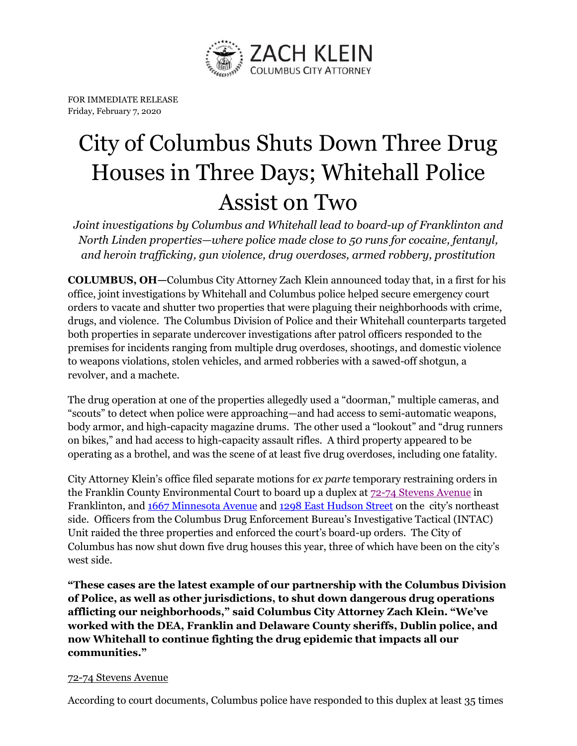ZACH KLEIN
COLUMBUS CITY ATTORNEY

FOR IMMEDIATE RELEASE
Friday, February 7, 2020

# City of Columbus Shuts Down Three Drug Houses in Three Days; Whitehall Police Assist on Two

*Joint investigations by Columbus and Whitehall lead to board-up of Franklinton and North Linden properties—where police made close to 50 runs for cocaine, fentanyl, and heroin trafficking, gun violence, drug overdoses, armed robbery, prostitution*

**COLUMBUS, OH—**Columbus City Attorney Zach Klein announced today that, in a first for his office, joint investigations by Whitehall and Columbus police helped secure emergency court orders to vacate and shutter two properties that were plaguing their neighborhoods with crime, drugs, and violence. The Columbus Division of Police and their Whitehall counterparts targeted both properties in separate undercover investigations after patrol officers responded to the premises for incidents ranging from multiple drug overdoses, shootings, and domestic violence to weapons violations, stolen vehicles, and armed robberies with a sawed-off shotgun, a revolver, and a machete.

The drug operation at one of the properties allegedly used a "doorman," multiple cameras, and "scouts" to detect when police were approaching—and had access to semi-automatic weapons, body armor, and high-capacity magazine drums. The other used a "lookout" and "drug runners on bikes," and had access to high-capacity assault rifles. A third property appeared to be operating as a brothel, and was the scene of at least five drug overdoses, including one fatality.

City Attorney Klein's office filed separate motions for *ex parte* temporary restraining orders in the Franklin County Environmental Court to board up a duplex at 72-74 Stevens Avenue in Franklinton, and 1667 Minnesota Avenue and 1298 East Hudson Street on the city's northeast side. Officers from the Columbus Drug Enforcement Bureau's Investigative Tactical (INTAC) Unit raided the three properties and enforced the court's board-up orders. The City of Columbus has now shut down five drug houses this year, three of which have been on the city's west side.

**"These cases are the latest example of our partnership with the Columbus Division of Police, as well as other jurisdictions, to shut down dangerous drug operations afflicting our neighborhoods," said Columbus City Attorney Zach Klein. "We've worked with the DEA, Franklin and Delaware County sheriffs, Dublin police, and now Whitehall to continue fighting the drug epidemic that impacts all our communities."**

72-74 Stevens Avenue

According to court documents, Columbus police have responded to this duplex at least 35 times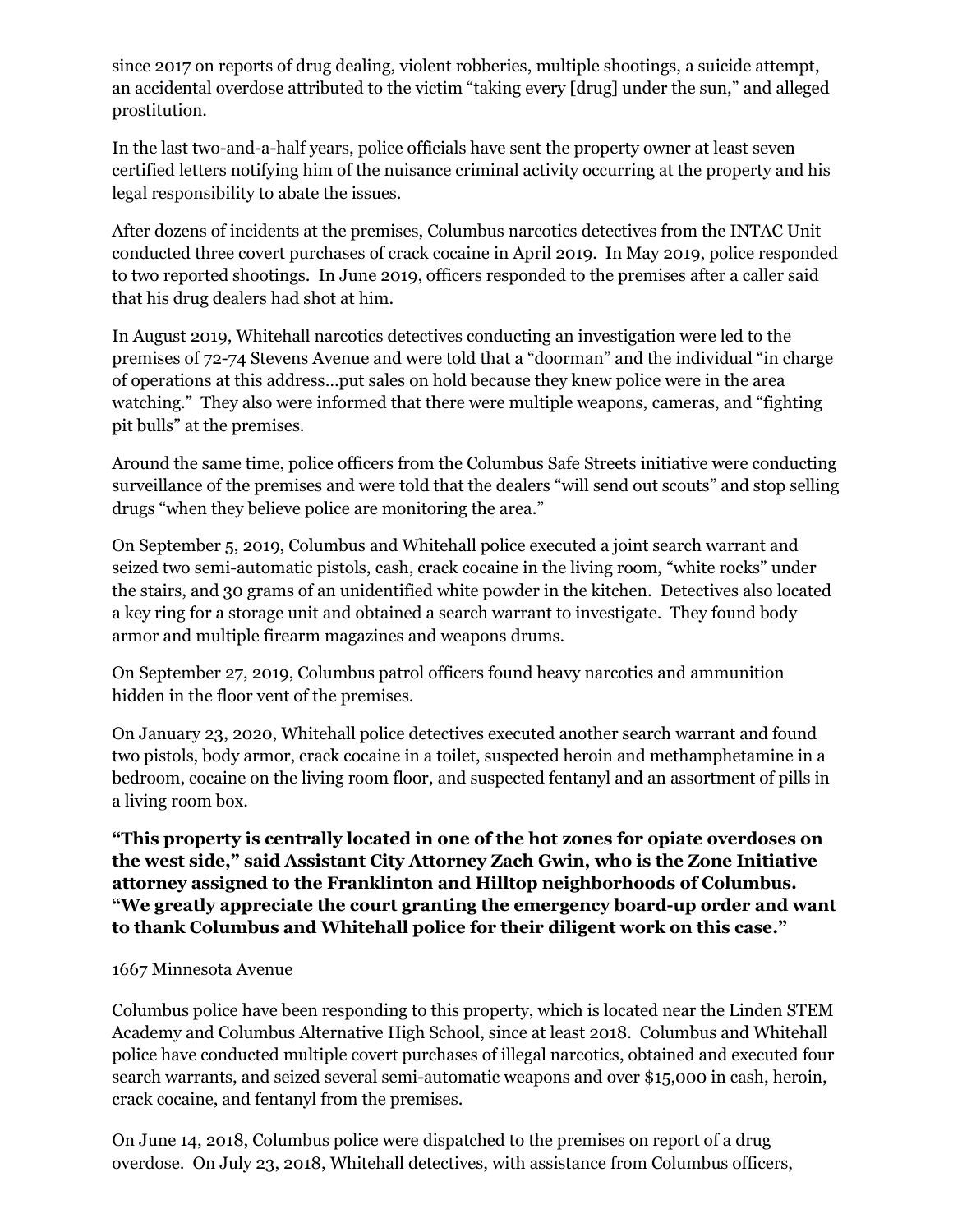since 2017 on reports of drug dealing, violent robberies, multiple shootings, a suicide attempt, an accidental overdose attributed to the victim "taking every [drug] under the sun," and alleged prostitution.

In the last two-and-a-half years, police officials have sent the property owner at least seven certified letters notifying him of the nuisance criminal activity occurring at the property and his legal responsibility to abate the issues.

After dozens of incidents at the premises, Columbus narcotics detectives from the INTAC Unit conducted three covert purchases of crack cocaine in April 2019. In May 2019, police responded to two reported shootings. In June 2019, officers responded to the premises after a caller said that his drug dealers had shot at him.

In August 2019, Whitehall narcotics detectives conducting an investigation were led to the premises of 72-74 Stevens Avenue and were told that a "doorman" and the individual "in charge of operations at this address…put sales on hold because they knew police were in the area watching." They also were informed that there were multiple weapons, cameras, and "fighting pit bulls" at the premises.

Around the same time, police officers from the Columbus Safe Streets initiative were conducting surveillance of the premises and were told that the dealers "will send out scouts" and stop selling drugs "when they believe police are monitoring the area."

On September 5, 2019, Columbus and Whitehall police executed a joint search warrant and seized two semi-automatic pistols, cash, crack cocaine in the living room, "white rocks" under the stairs, and 30 grams of an unidentified white powder in the kitchen. Detectives also located a key ring for a storage unit and obtained a search warrant to investigate. They found body armor and multiple firearm magazines and weapons drums.

On September 27, 2019, Columbus patrol officers found heavy narcotics and ammunition hidden in the floor vent of the premises.

On January 23, 2020, Whitehall police detectives executed another search warrant and found two pistols, body armor, crack cocaine in a toilet, suspected heroin and methamphetamine in a bedroom, cocaine on the living room floor, and suspected fentanyl and an assortment of pills in a living room box.

**"This property is centrally located in one of the hot zones for opiate overdoses on the west side," said Assistant City Attorney Zach Gwin, who is the Zone Initiative attorney assigned to the Franklinton and Hilltop neighborhoods of Columbus. "We greatly appreciate the court granting the emergency board-up order and want to thank Columbus and Whitehall police for their diligent work on this case."**

<u>1667 Minnesota Avenue</u>

Columbus police have been responding to this property, which is located near the Linden STEM Academy and Columbus Alternative High School, since at least 2018. Columbus and Whitehall police have conducted multiple covert purchases of illegal narcotics, obtained and executed four search warrants, and seized several semi-automatic weapons and over $15,000 in cash, heroin, crack cocaine, and fentanyl from the premises.

On June 14, 2018, Columbus police were dispatched to the premises on report of a drug overdose. On July 23, 2018, Whitehall detectives, with assistance from Columbus officers,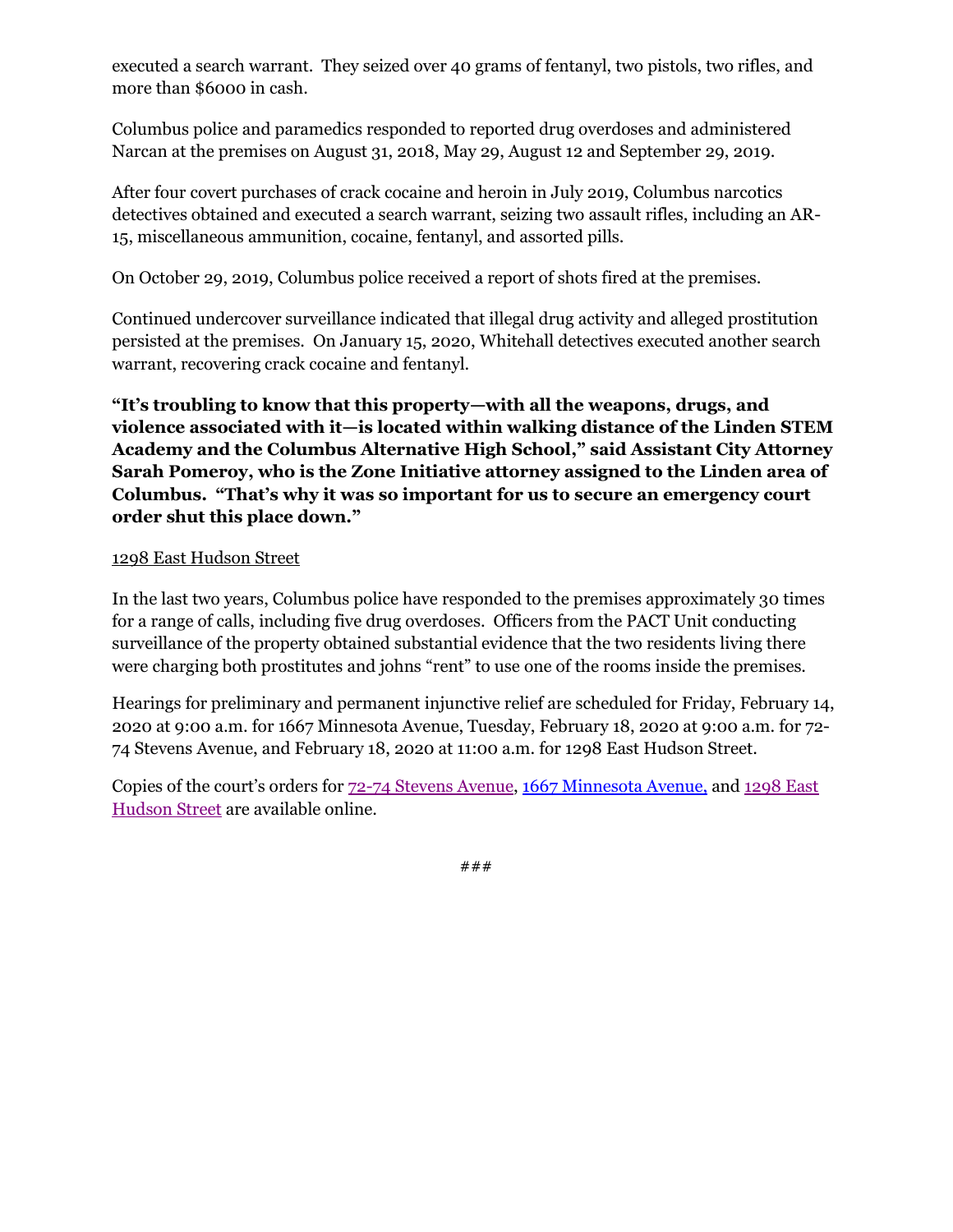executed a search warrant. They seized over 40 grams of fentanyl, two pistols, two rifles, and more than $6000 in cash.

Columbus police and paramedics responded to reported drug overdoses and administered Narcan at the premises on August 31, 2018, May 29, August 12 and September 29, 2019.

After four covert purchases of crack cocaine and heroin in July 2019, Columbus narcotics detectives obtained and executed a search warrant, seizing two assault rifles, including an AR-15, miscellaneous ammunition, cocaine, fentanyl, and assorted pills.

On October 29, 2019, Columbus police received a report of shots fired at the premises.

Continued undercover surveillance indicated that illegal drug activity and alleged prostitution persisted at the premises. On January 15, 2020, Whitehall detectives executed another search warrant, recovering crack cocaine and fentanyl.

**"It's troubling to know that this property—with all the weapons, drugs, and violence associated with it—is located within walking distance of the Linden STEM Academy and the Columbus Alternative High School," said Assistant City Attorney Sarah Pomeroy, who is the Zone Initiative attorney assigned to the Linden area of Columbus. "That's why it was so important for us to secure an emergency court order shut this place down."**

1298 East Hudson Street

In the last two years, Columbus police have responded to the premises approximately 30 times for a range of calls, including five drug overdoses. Officers from the PACT Unit conducting surveillance of the property obtained substantial evidence that the two residents living there were charging both prostitutes and johns "rent" to use one of the rooms inside the premises.

Hearings for preliminary and permanent injunctive relief are scheduled for Friday, February 14, 2020 at 9:00 a.m. for 1667 Minnesota Avenue, Tuesday, February 18, 2020 at 9:00 a.m. for 72-74 Stevens Avenue, and February 18, 2020 at 11:00 a.m. for 1298 East Hudson Street.

Copies of the court's orders for 72-74 Stevens Avenue, 1667 Minnesota Avenue, and 1298 East Hudson Street are available online.

###